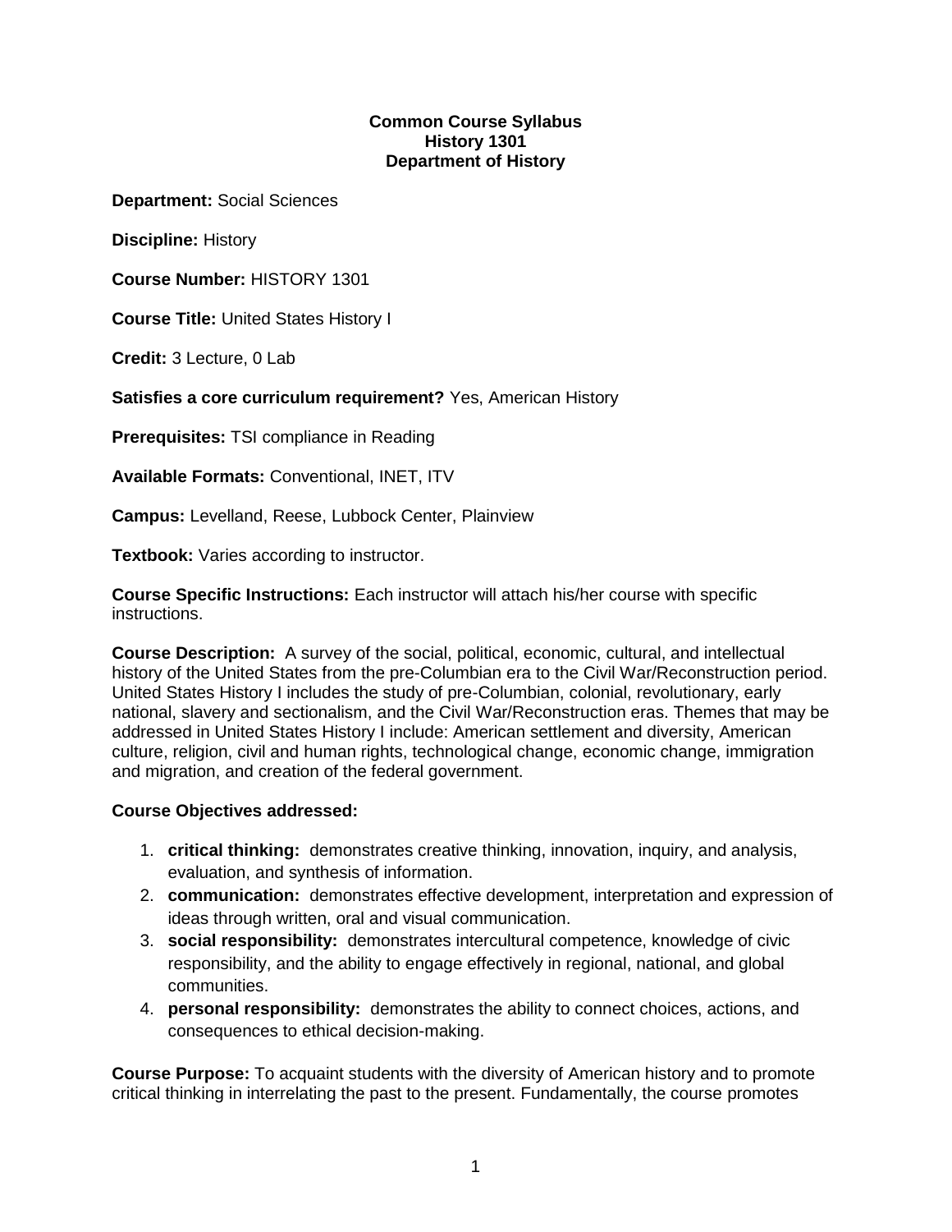**Common Course Syllabus**
**History 1301**
**Department of History**

**Department:** Social Sciences

**Discipline:** History

**Course Number:** HISTORY 1301

**Course Title:** United States History I

**Credit:** 3 Lecture, 0 Lab

**Satisfies a core curriculum requirement?** Yes, American History

**Prerequisites:** TSI compliance in Reading

**Available Formats:** Conventional, INET, ITV

**Campus:** Levelland, Reese, Lubbock Center, Plainview

**Textbook:** Varies according to instructor.

**Course Specific Instructions:** Each instructor will attach his/her course with specific instructions.

**Course Description:** A survey of the social, political, economic, cultural, and intellectual history of the United States from the pre-Columbian era to the Civil War/Reconstruction period. United States History I includes the study of pre-Columbian, colonial, revolutionary, early national, slavery and sectionalism, and the Civil War/Reconstruction eras. Themes that may be addressed in United States History I include: American settlement and diversity, American culture, religion, civil and human rights, technological change, economic change, immigration and migration, and creation of the federal government.

**Course Objectives addressed:**

1. **critical thinking:** demonstrates creative thinking, innovation, inquiry, and analysis, evaluation, and synthesis of information.
2. **communication:** demonstrates effective development, interpretation and expression of ideas through written, oral and visual communication.
3. **social responsibility:** demonstrates intercultural competence, knowledge of civic responsibility, and the ability to engage effectively in regional, national, and global communities.
4. **personal responsibility:** demonstrates the ability to connect choices, actions, and consequences to ethical decision-making.

**Course Purpose:** To acquaint students with the diversity of American history and to promote critical thinking in interrelating the past to the present. Fundamentally, the course promotes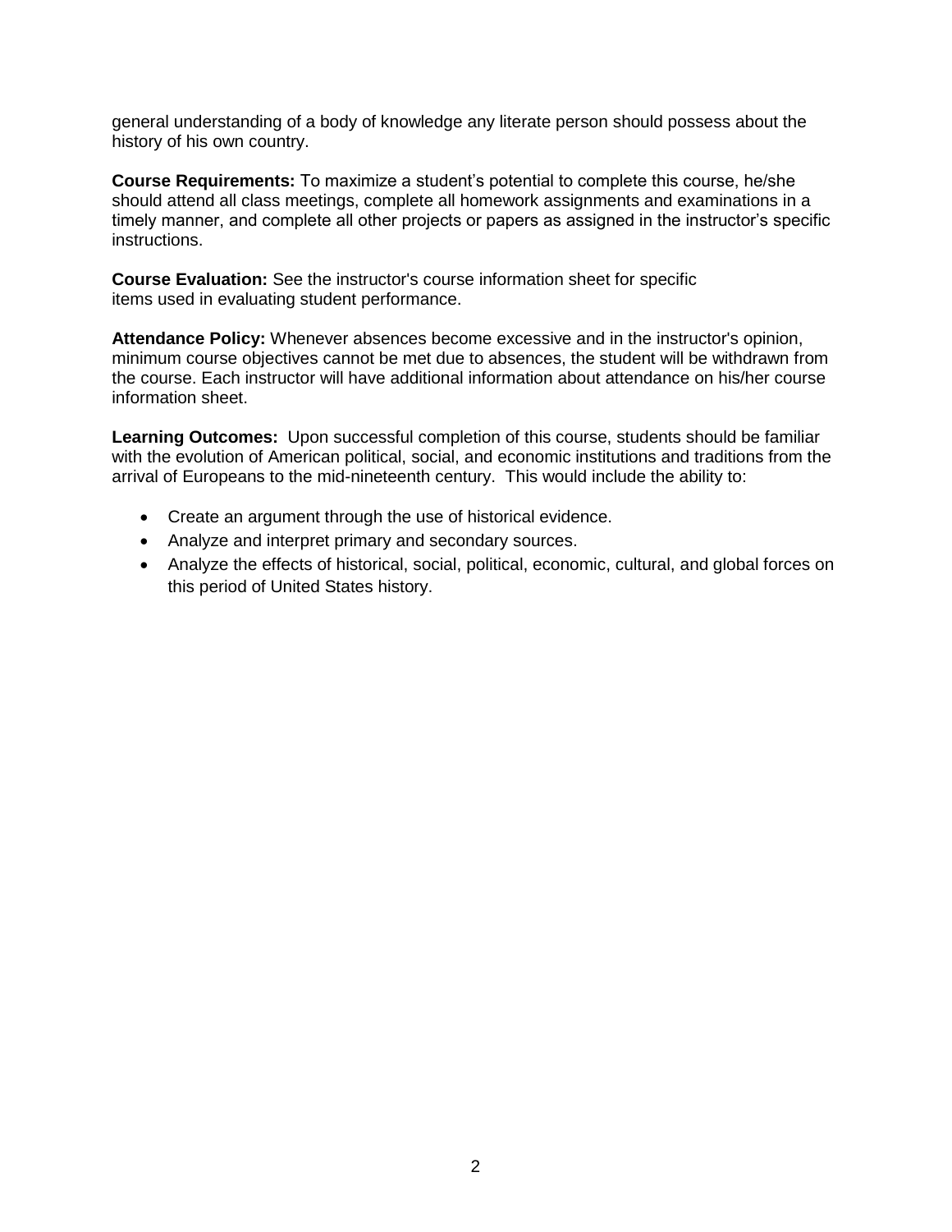general understanding of a body of knowledge any literate person should possess about the history of his own country.

**Course Requirements:** To maximize a student's potential to complete this course, he/she should attend all class meetings, complete all homework assignments and examinations in a timely manner, and complete all other projects or papers as assigned in the instructor's specific instructions.

**Course Evaluation:** See the instructor's course information sheet for specific items used in evaluating student performance.

**Attendance Policy:** Whenever absences become excessive and in the instructor's opinion, minimum course objectives cannot be met due to absences, the student will be withdrawn from the course. Each instructor will have additional information about attendance on his/her course information sheet.

**Learning Outcomes:** Upon successful completion of this course, students should be familiar with the evolution of American political, social, and economic institutions and traditions from the arrival of Europeans to the mid-nineteenth century. This would include the ability to:

- Create an argument through the use of historical evidence.
- Analyze and interpret primary and secondary sources.
- Analyze the effects of historical, social, political, economic, cultural, and global forces on this period of United States history.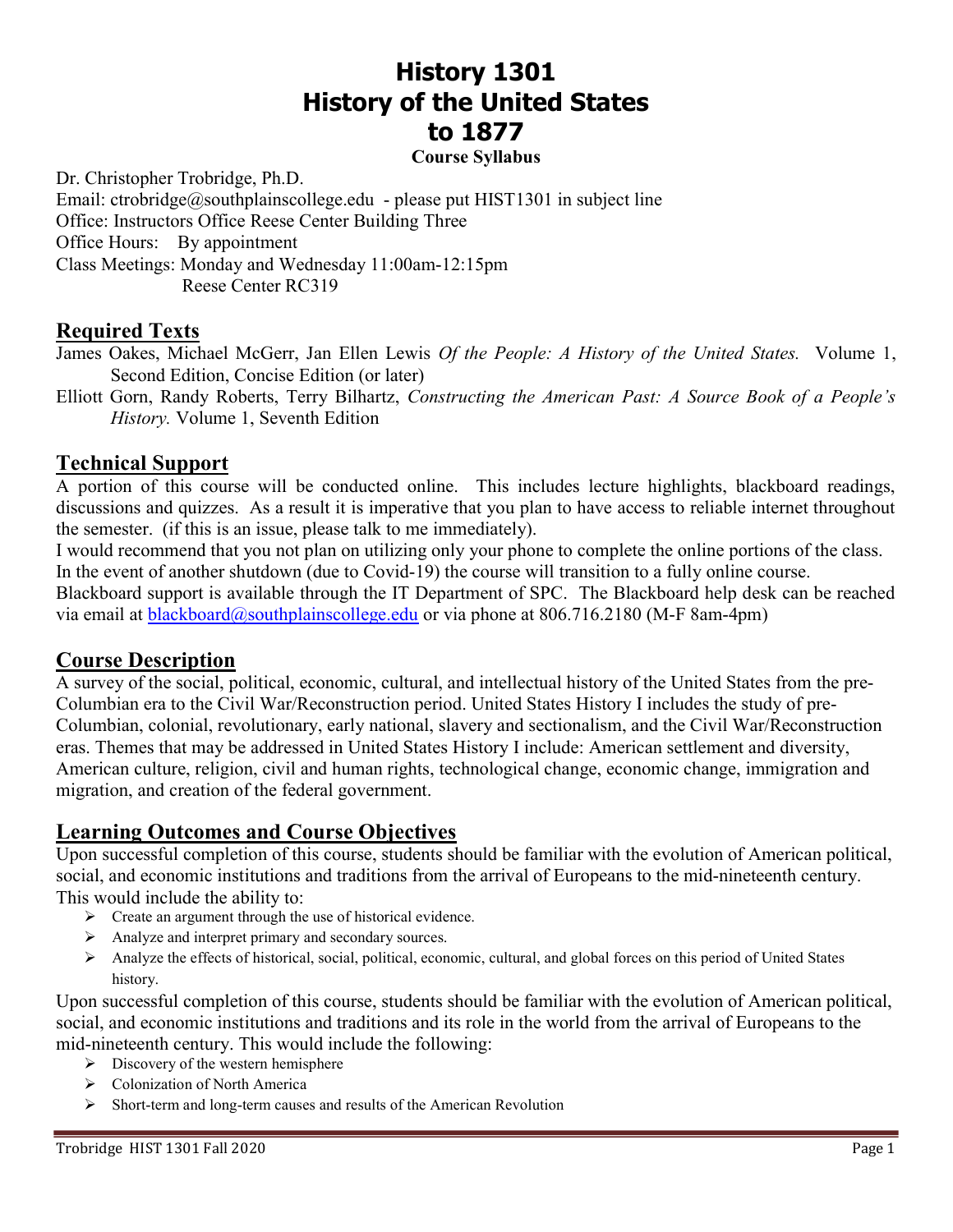# History 1301
# History of the United States
# to 1877

**Course Syllabus**

Dr. Christopher Trobridge, Ph.D.
Email: ctrobridge@southplainscollege.edu - please put HIST1301 in subject line
Office: Instructors Office Reese Center Building Three
Office Hours: By appointment
Class Meetings: Monday and Wednesday 11:00am-12:15pm
Reese Center RC319

## Required Texts

James Oakes, Michael McGerr, Jan Ellen Lewis *Of the People: A History of the United States.* Volume 1, Second Edition, Concise Edition (or later)

Elliott Gorn, Randy Roberts, Terry Bilhartz, *Constructing the American Past: A Source Book of a People's History.* Volume 1, Seventh Edition

## Technical Support

A portion of this course will be conducted online. This includes lecture highlights, blackboard readings, discussions and quizzes. As a result it is imperative that you plan to have access to reliable internet throughout the semester. (if this is an issue, please talk to me immediately).

I would recommend that you not plan on utilizing only your phone to complete the online portions of the class. In the event of another shutdown (due to Covid-19) the course will transition to a fully online course.

Blackboard support is available through the IT Department of SPC. The Blackboard help desk can be reached via email at blackboard@southplainscollege.edu or via phone at 806.716.2180 (M-F 8am-4pm)

## Course Description

A survey of the social, political, economic, cultural, and intellectual history of the United States from the pre-Columbian era to the Civil War/Reconstruction period. United States History I includes the study of pre-Columbian, colonial, revolutionary, early national, slavery and sectionalism, and the Civil War/Reconstruction eras. Themes that may be addressed in United States History I include: American settlement and diversity, American culture, religion, civil and human rights, technological change, economic change, immigration and migration, and creation of the federal government.

## Learning Outcomes and Course Objectives

Upon successful completion of this course, students should be familiar with the evolution of American political, social, and economic institutions and traditions from the arrival of Europeans to the mid-nineteenth century. This would include the ability to:

- Create an argument through the use of historical evidence.
- Analyze and interpret primary and secondary sources.
- Analyze the effects of historical, social, political, economic, cultural, and global forces on this period of United States history.

Upon successful completion of this course, students should be familiar with the evolution of American political, social, and economic institutions and traditions and its role in the world from the arrival of Europeans to the mid-nineteenth century. This would include the following:

- Discovery of the western hemisphere
- Colonization of North America
- Short-term and long-term causes and results of the American Revolution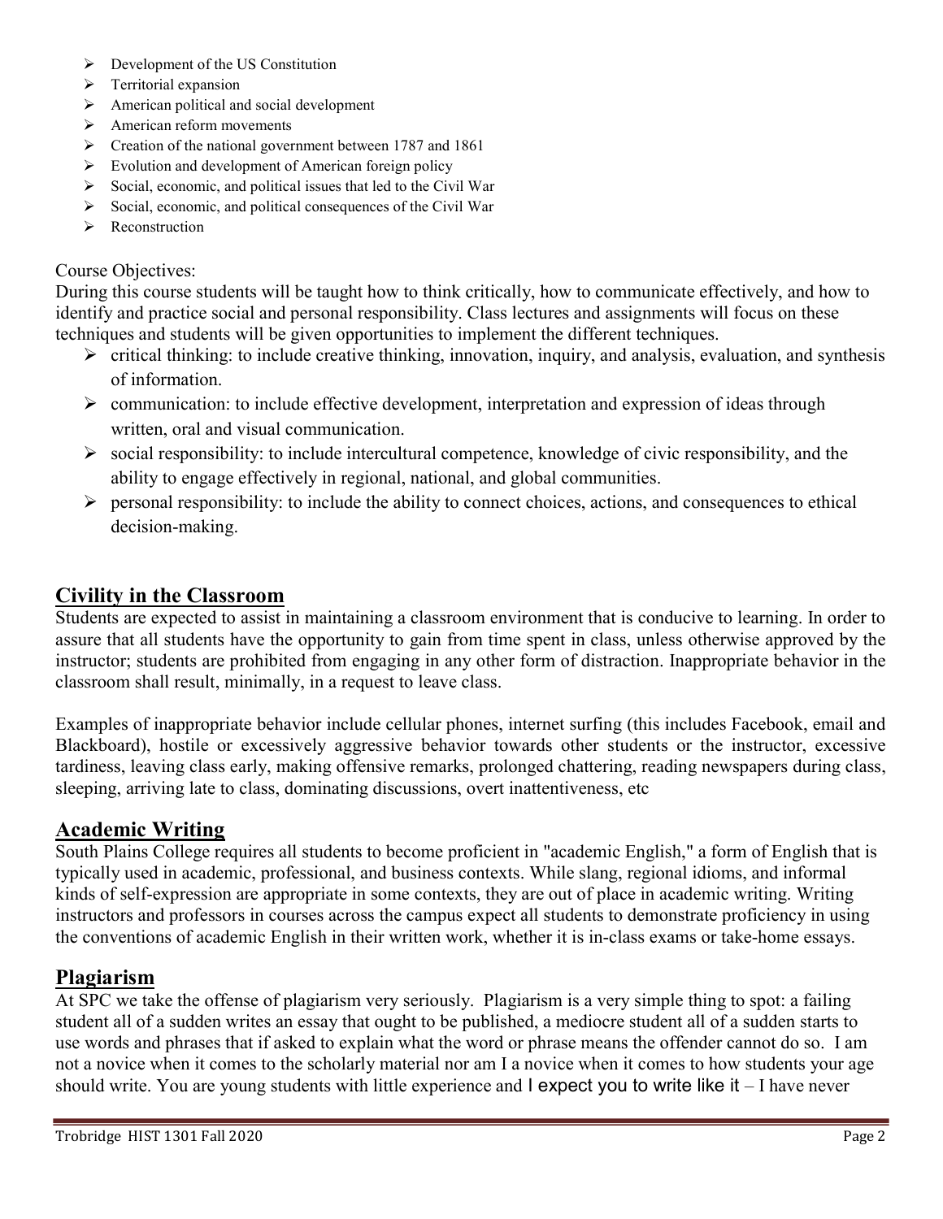- Development of the US Constitution
- Territorial expansion
- American political and social development
- American reform movements
- Creation of the national government between 1787 and 1861
- Evolution and development of American foreign policy
- Social, economic, and political issues that led to the Civil War
- Social, economic, and political consequences of the Civil War
- Reconstruction

Course Objectives:
During this course students will be taught how to think critically, how to communicate effectively, and how to identify and practice social and personal responsibility. Class lectures and assignments will focus on these techniques and students will be given opportunities to implement the different techniques.

- critical thinking: to include creative thinking, innovation, inquiry, and analysis, evaluation, and synthesis of information.
- communication: to include effective development, interpretation and expression of ideas through written, oral and visual communication.
- social responsibility: to include intercultural competence, knowledge of civic responsibility, and the ability to engage effectively in regional, national, and global communities.
- personal responsibility: to include the ability to connect choices, actions, and consequences to ethical decision-making.

## Civility in the Classroom

Students are expected to assist in maintaining a classroom environment that is conducive to learning. In order to assure that all students have the opportunity to gain from time spent in class, unless otherwise approved by the instructor; students are prohibited from engaging in any other form of distraction. Inappropriate behavior in the classroom shall result, minimally, in a request to leave class.

Examples of inappropriate behavior include cellular phones, internet surfing (this includes Facebook, email and Blackboard), hostile or excessively aggressive behavior towards other students or the instructor, excessive tardiness, leaving class early, making offensive remarks, prolonged chattering, reading newspapers during class, sleeping, arriving late to class, dominating discussions, overt inattentiveness, etc

## Academic Writing

South Plains College requires all students to become proficient in "academic English," a form of English that is typically used in academic, professional, and business contexts. While slang, regional idioms, and informal kinds of self-expression are appropriate in some contexts, they are out of place in academic writing. Writing instructors and professors in courses across the campus expect all students to demonstrate proficiency in using the conventions of academic English in their written work, whether it is in-class exams or take-home essays.

## Plagiarism

At SPC we take the offense of plagiarism very seriously. Plagiarism is a very simple thing to spot: a failing student all of a sudden writes an essay that ought to be published, a mediocre student all of a sudden starts to use words and phrases that if asked to explain what the word or phrase means the offender cannot do so. I am not a novice when it comes to the scholarly material nor am I a novice when it comes to how students your age should write. You are young students with little experience and I expect you to write like it – I have never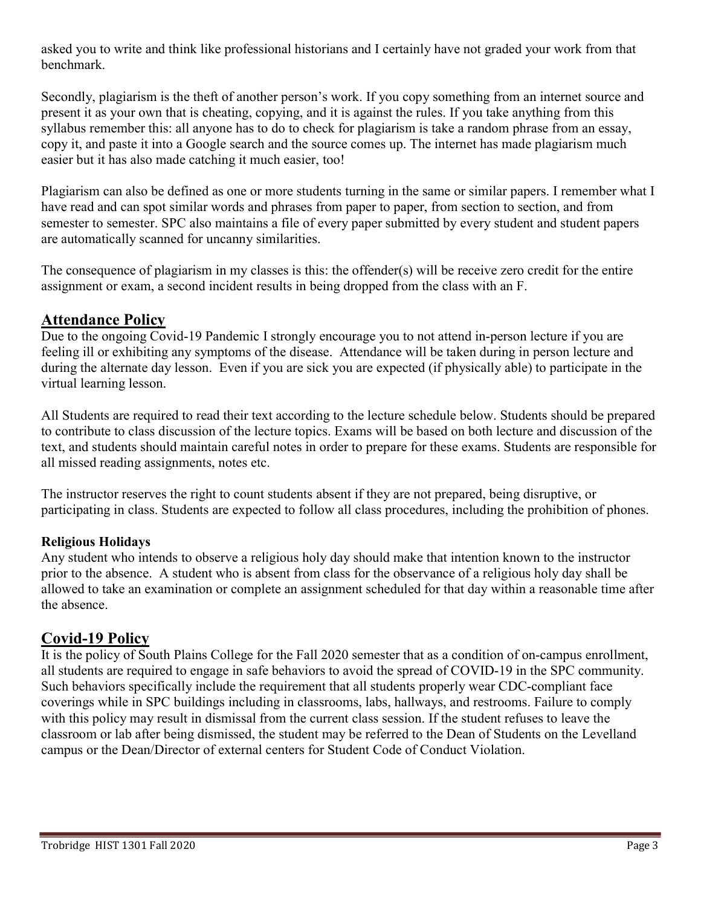asked you to write and think like professional historians and I certainly have not graded your work from that benchmark.

Secondly, plagiarism is the theft of another person's work. If you copy something from an internet source and present it as your own that is cheating, copying, and it is against the rules. If you take anything from this syllabus remember this: all anyone has to do to check for plagiarism is take a random phrase from an essay, copy it, and paste it into a Google search and the source comes up. The internet has made plagiarism much easier but it has also made catching it much easier, too!

Plagiarism can also be defined as one or more students turning in the same or similar papers. I remember what I have read and can spot similar words and phrases from paper to paper, from section to section, and from semester to semester. SPC also maintains a file of every paper submitted by every student and student papers are automatically scanned for uncanny similarities.

The consequence of plagiarism in my classes is this: the offender(s) will be receive zero credit for the entire assignment or exam, a second incident results in being dropped from the class with an F.

## Attendance Policy

Due to the ongoing Covid-19 Pandemic I strongly encourage you to not attend in-person lecture if you are feeling ill or exhibiting any symptoms of the disease. Attendance will be taken during in person lecture and during the alternate day lesson. Even if you are sick you are expected (if physically able) to participate in the virtual learning lesson.

All Students are required to read their text according to the lecture schedule below. Students should be prepared to contribute to class discussion of the lecture topics. Exams will be based on both lecture and discussion of the text, and students should maintain careful notes in order to prepare for these exams. Students are responsible for all missed reading assignments, notes etc.

The instructor reserves the right to count students absent if they are not prepared, being disruptive, or participating in class. Students are expected to follow all class procedures, including the prohibition of phones.

### Religious Holidays

Any student who intends to observe a religious holy day should make that intention known to the instructor prior to the absence. A student who is absent from class for the observance of a religious holy day shall be allowed to take an examination or complete an assignment scheduled for that day within a reasonable time after the absence.

## Covid-19 Policy

It is the policy of South Plains College for the Fall 2020 semester that as a condition of on-campus enrollment, all students are required to engage in safe behaviors to avoid the spread of COVID-19 in the SPC community. Such behaviors specifically include the requirement that all students properly wear CDC-compliant face coverings while in SPC buildings including in classrooms, labs, hallways, and restrooms. Failure to comply with this policy may result in dismissal from the current class session. If the student refuses to leave the classroom or lab after being dismissed, the student may be referred to the Dean of Students on the Levelland campus or the Dean/Director of external centers for Student Code of Conduct Violation.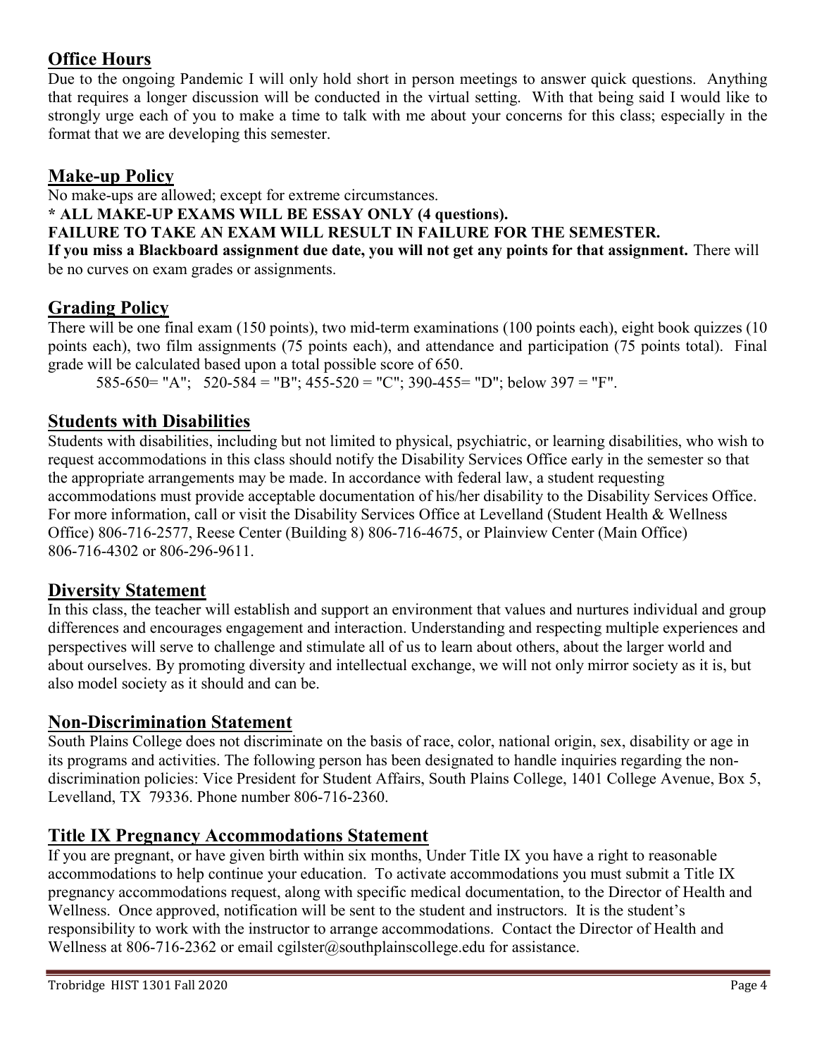## Office Hours

Due to the ongoing Pandemic I will only hold short in person meetings to answer quick questions. Anything that requires a longer discussion will be conducted in the virtual setting. With that being said I would like to strongly urge each of you to make a time to talk with me about your concerns for this class; especially in the format that we are developing this semester.

## Make-up Policy

No make-ups are allowed; except for extreme circumstances.

**\* ALL MAKE-UP EXAMS WILL BE ESSAY ONLY (4 questions).**

**FAILURE TO TAKE AN EXAM WILL RESULT IN FAILURE FOR THE SEMESTER.**

**If you miss a Blackboard assignment due date, you will not get any points for that assignment.** There will be no curves on exam grades or assignments.

## Grading Policy

There will be one final exam (150 points), two mid-term examinations (100 points each), eight book quizzes (10 points each), two film assignments (75 points each), and attendance and participation (75 points total). Final grade will be calculated based upon a total possible score of 650.

585-650= "A"; 520-584 = "B"; 455-520 = "C"; 390-455= "D"; below 397 = "F".

## Students with Disabilities

Students with disabilities, including but not limited to physical, psychiatric, or learning disabilities, who wish to request accommodations in this class should notify the Disability Services Office early in the semester so that the appropriate arrangements may be made. In accordance with federal law, a student requesting accommodations must provide acceptable documentation of his/her disability to the Disability Services Office. For more information, call or visit the Disability Services Office at Levelland (Student Health & Wellness Office) 806-716-2577, Reese Center (Building 8) 806-716-4675, or Plainview Center (Main Office) 806-716-4302 or 806-296-9611.

## Diversity Statement

In this class, the teacher will establish and support an environment that values and nurtures individual and group differences and encourages engagement and interaction. Understanding and respecting multiple experiences and perspectives will serve to challenge and stimulate all of us to learn about others, about the larger world and about ourselves. By promoting diversity and intellectual exchange, we will not only mirror society as it is, but also model society as it should and can be.

## Non-Discrimination Statement

South Plains College does not discriminate on the basis of race, color, national origin, sex, disability or age in its programs and activities. The following person has been designated to handle inquiries regarding the non-discrimination policies: Vice President for Student Affairs, South Plains College, 1401 College Avenue, Box 5, Levelland, TX 79336. Phone number 806-716-2360.

## Title IX Pregnancy Accommodations Statement

If you are pregnant, or have given birth within six months, Under Title IX you have a right to reasonable accommodations to help continue your education. To activate accommodations you must submit a Title IX pregnancy accommodations request, along with specific medical documentation, to the Director of Health and Wellness. Once approved, notification will be sent to the student and instructors. It is the student's responsibility to work with the instructor to arrange accommodations. Contact the Director of Health and Wellness at 806-716-2362 or email cgilster@southplainscollege.edu for assistance.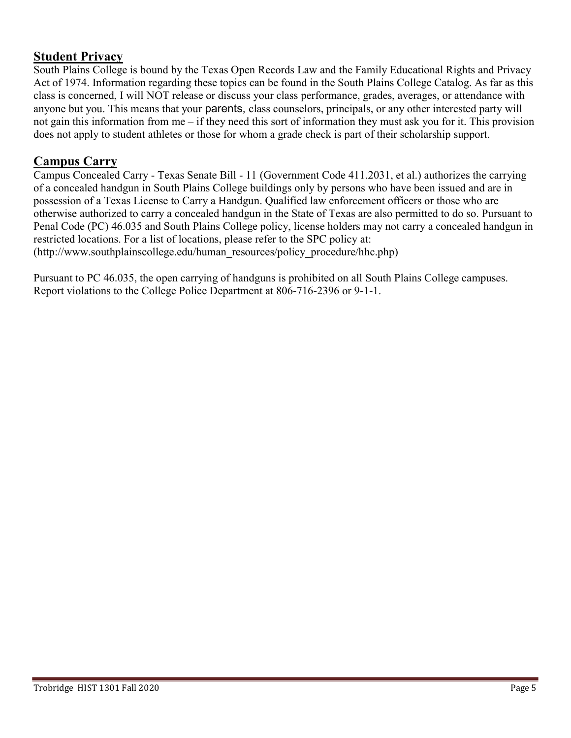## Student Privacy

South Plains College is bound by the Texas Open Records Law and the Family Educational Rights and Privacy Act of 1974. Information regarding these topics can be found in the South Plains College Catalog. As far as this class is concerned, I will NOT release or discuss your class performance, grades, averages, or attendance with anyone but you. This means that your parents, class counselors, principals, or any other interested party will not gain this information from me – if they need this sort of information they must ask you for it. This provision does not apply to student athletes or those for whom a grade check is part of their scholarship support.

## Campus Carry

Campus Concealed Carry - Texas Senate Bill - 11 (Government Code 411.2031, et al.) authorizes the carrying of a concealed handgun in South Plains College buildings only by persons who have been issued and are in possession of a Texas License to Carry a Handgun. Qualified law enforcement officers or those who are otherwise authorized to carry a concealed handgun in the State of Texas are also permitted to do so. Pursuant to Penal Code (PC) 46.035 and South Plains College policy, license holders may not carry a concealed handgun in restricted locations. For a list of locations, please refer to the SPC policy at: (http://www.southplainscollege.edu/human_resources/policy_procedure/hhc.php)

Pursuant to PC 46.035, the open carrying of handguns is prohibited on all South Plains College campuses. Report violations to the College Police Department at 806-716-2396 or 9-1-1.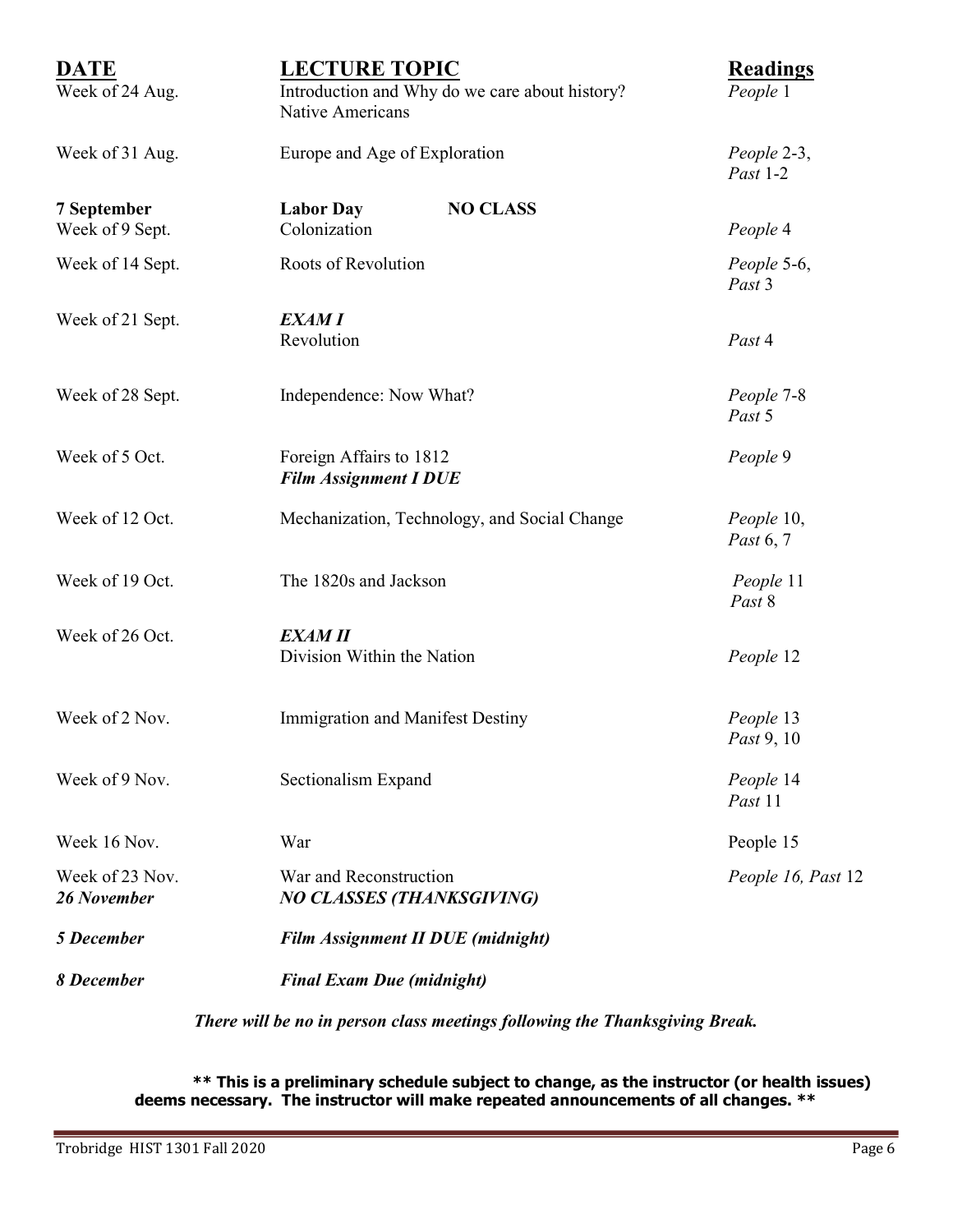| DATE | LECTURE TOPIC | Readings |
|---|---|---|
| Week of 24 Aug. | Introduction and Why do we care about history? Native Americans | *People* 1 |
| Week of 31 Aug. | Europe and Age of Exploration | *People* 2-3, *Past* 1-2 |
| **7 September** | **Labor Day** **NO CLASS** | |
| Week of 9 Sept. | Colonization | *People* 4 |
| Week of 14 Sept. | Roots of Revolution | *People* 5-6, *Past* 3 |
| Week of 21 Sept. | ***EXAM I*** Revolution | *Past* 4 |
| Week of 28 Sept. | Independence: Now What? | *People* 7-8 *Past* 5 |
| Week of 5 Oct. | Foreign Affairs to 1812 ***Film Assignment I DUE*** | *People* 9 |
| Week of 12 Oct. | Mechanization, Technology, and Social Change | *People* 10, *Past* 6, 7 |
| Week of 19 Oct. | The 1820s and Jackson | *People* 11 *Past* 8 |
| Week of 26 Oct. | ***EXAM II*** Division Within the Nation | *People* 12 |
| Week of 2 Nov. | Immigration and Manifest Destiny | *People* 13 *Past* 9, 10 |
| Week of 9 Nov. | Sectionalism Expand | *People* 14 *Past* 11 |
| Week 16 Nov. | War | People 15 |
| Week of 23 Nov. ***26 November*** | War and Reconstruction ***NO CLASSES (THANKSGIVING)*** | *People 16, Past* 12 |
| ***5 December*** | ***Film Assignment II DUE (midnight)*** | |
| ***8 December*** | ***Final Exam Due (midnight)*** | |

***There will be no in person class meetings following the Thanksgiving Break.***

**\*\* This is a preliminary schedule subject to change, as the instructor (or health issues) deems necessary. The instructor will make repeated announcements of all changes. \*\***